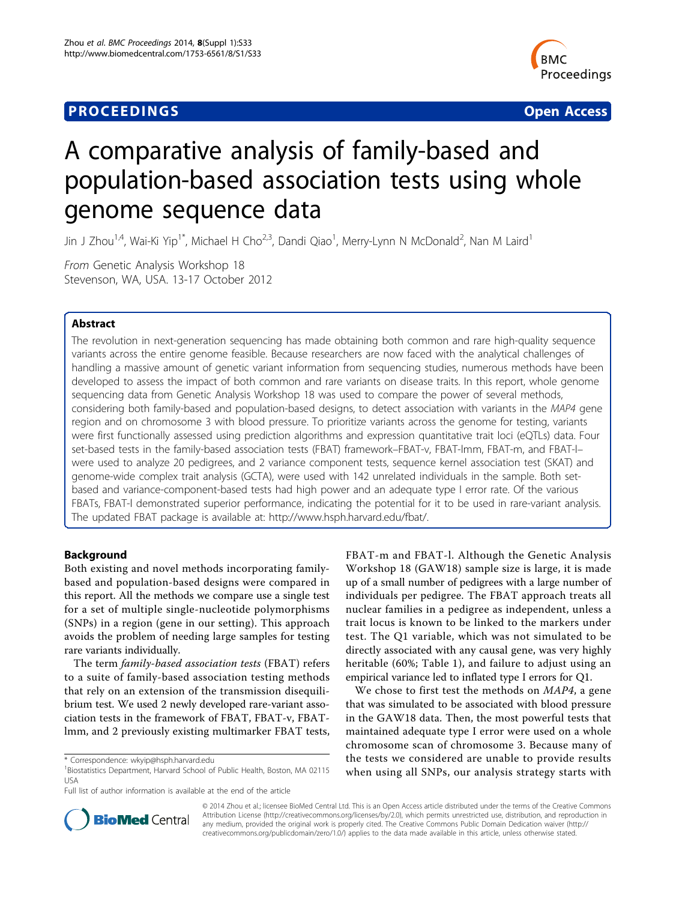# A comparative analysis of family-based and population-based association tests using whole genome sequence data

Jin J Zhou[1,4], Wai-Ki Yip[1*], Michael H Cho[2,3], Dandi Qiao[1], Merry-Lynn N McDonald[2], Nan M Laird[1]

*From* Genetic Analysis Workshop 18
Stevenson, WA, USA. 13-17 October 2012

## Abstract

The revolution in next-generation sequencing has made obtaining both common and rare high-quality sequence variants across the entire genome feasible. Because researchers are now faced with the analytical challenges of handling a massive amount of genetic variant information from sequencing studies, numerous methods have been developed to assess the impact of both common and rare variants on disease traits. In this report, whole genome sequencing data from Genetic Analysis Workshop 18 was used to compare the power of several methods, considering both family-based and population-based designs, to detect association with variants in the *MAP4* gene region and on chromosome 3 with blood pressure. To prioritize variants across the genome for testing, variants were first functionally assessed using prediction algorithms and expression quantitative trait loci (eQTLs) data. Four set-based tests in the family-based association tests (FBAT) framework–FBAT-v, FBAT-lmm, FBAT-m, and FBAT-l–were used to analyze 20 pedigrees, and 2 variance component tests, sequence kernel association test (SKAT) and genome-wide complex trait analysis (GCTA), were used with 142 unrelated individuals in the sample. Both set-based and variance-component-based tests had high power and an adequate type I error rate. Of the various FBATs, FBAT-l demonstrated superior performance, indicating the potential for it to be used in rare-variant analysis. The updated FBAT package is available at: http://www.hsph.harvard.edu/fbat/.

## Background

Both existing and novel methods incorporating family-based and population-based designs were compared in this report. All the methods we compare use a single test for a set of multiple single-nucleotide polymorphisms (SNPs) in a region (gene in our setting). This approach avoids the problem of needing large samples for testing rare variants individually.

The term *family-based association tests* (FBAT) refers to a suite of family-based association testing methods that rely on an extension of the transmission disequilibrium test. We used 2 newly developed rare-variant association tests in the framework of FBAT, FBAT-v, FBAT-lmm, and 2 previously existing multimarker FBAT tests, FBAT-m and FBAT-l. Although the Genetic Analysis Workshop 18 (GAW18) sample size is large, it is made up of a small number of pedigrees with a large number of individuals per pedigree. The FBAT approach treats all nuclear families in a pedigree as independent, unless a trait locus is known to be linked to the markers under test. The Q1 variable, which was not simulated to be directly associated with any causal gene, was very highly heritable (60%; Table 1), and failure to adjust using an empirical variance led to inflated type I errors for Q1.

We chose to first test the methods on *MAP4*, a gene that was simulated to be associated with blood pressure in the GAW18 data. Then, the most powerful tests that maintained adequate type I error were used on a whole chromosome scan of chromosome 3. Because many of the tests we considered are unable to provide results when using all SNPs, our analysis strategy starts with

\* Correspondence: wkyip@hsph.harvard.edu
[1]Biostatistics Department, Harvard School of Public Health, Boston, MA 02115 USA
Full list of author information is available at the end of the article

© 2014 Zhou et al.; licensee BioMed Central Ltd. This is an Open Access article distributed under the terms of the Creative Commons Attribution License (http://creativecommons.org/licenses/by/2.0), which permits unrestricted use, distribution, and reproduction in any medium, provided the original work is properly cited. The Creative Commons Public Domain Dedication waiver (http://creativecommons.org/publicdomain/zero/1.0/) applies to the data made available in this article, unless otherwise stated.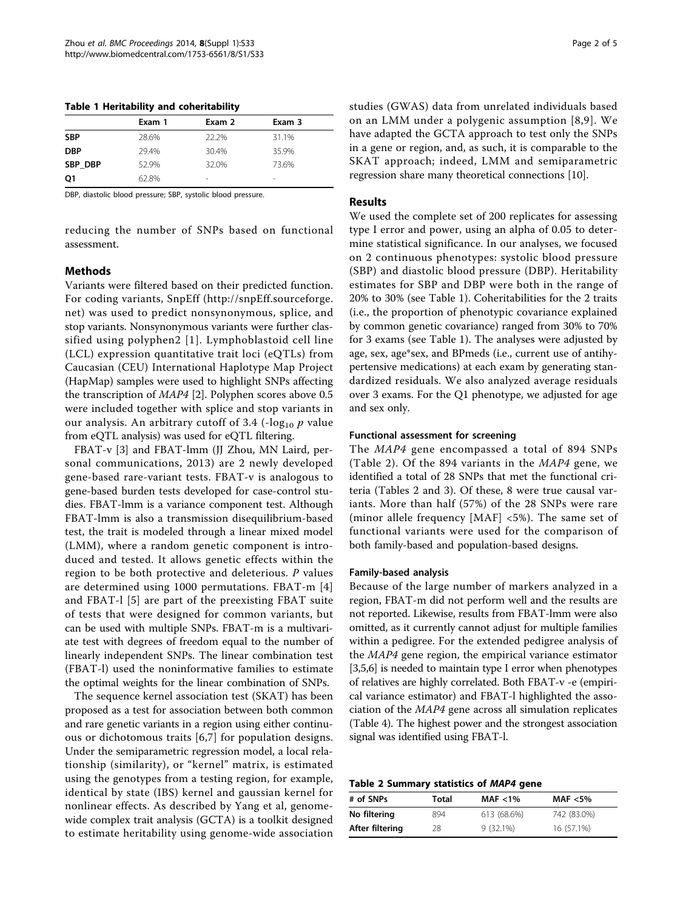**Table 1 Heritability and coheritability**

| | Exam 1 | Exam 2 | Exam 3 |
|---|---|---|---|
| **SBP** | 28.6% | 22.2% | 31.1% |
| **DBP** | 29.4% | 30.4% | 35.9% |
| **SBP_DBP** | 52.9% | 32.0% | 73.6% |
| **Q1** | 62.8% | - | - |

DBP, diastolic blood pressure; SBP, systolic blood pressure.

reducing the number of SNPs based on functional assessment.

## Methods

Variants were filtered based on their predicted function. For coding variants, SnpEff (http://snpEff.sourceforge.net) was used to predict nonsynonymous, splice, and stop variants. Nonsynonymous variants were further classified using polyphen2 [1]. Lymphoblastoid cell line (LCL) expression quantitative trait loci (eQTLs) from Caucasian (CEU) International Haplotype Map Project (HapMap) samples were used to highlight SNPs affecting the transcription of *MAP4* [2]. Polyphen scores above 0.5 were included together with splice and stop variants in our analysis. An arbitrary cutoff of 3.4 ($-\log_{10} p$ value from eQTL analysis) was used for eQTL filtering.

FBAT-v [3] and FBAT-lmm (JJ Zhou, MN Laird, personal communications, 2013) are 2 newly developed gene-based rare-variant tests. FBAT-v is analogous to gene-based burden tests developed for case-control studies. FBAT-lmm is a variance component test. Although FBAT-lmm is also a transmission disequilibrium-based test, the trait is modeled through a linear mixed model (LMM), where a random genetic component is introduced and tested. It allows genetic effects within the region to be both protective and deleterious. *P* values are determined using 1000 permutations. FBAT-m [4] and FBAT-l [5] are part of the preexisting FBAT suite of tests that were designed for common variants, but can be used with multiple SNPs. FBAT-m is a multivariate test with degrees of freedom equal to the number of linearly independent SNPs. The linear combination test (FBAT-l) used the noninformative families to estimate the optimal weights for the linear combination of SNPs.

The sequence kernel association test (SKAT) has been proposed as a test for association between both common and rare genetic variants in a region using either continuous or dichotomous traits [6,7] for population designs. Under the semiparametric regression model, a local relationship (similarity), or "kernel" matrix, is estimated using the genotypes from a testing region, for example, identical by state (IBS) kernel and gaussian kernel for nonlinear effects. As described by Yang et al, genome-wide complex trait analysis (GCTA) is a toolkit designed to estimate heritability using genome-wide association studies (GWAS) data from unrelated individuals based on an LMM under a polygenic assumption [8,9]. We have adapted the GCTA approach to test only the SNPs in a gene or region, and, as such, it is comparable to the SKAT approach; indeed, LMM and semiparametric regression share many theoretical connections [10].

## Results

We used the complete set of 200 replicates for assessing type I error and power, using an alpha of 0.05 to determine statistical significance. In our analyses, we focused on 2 continuous phenotypes: systolic blood pressure (SBP) and diastolic blood pressure (DBP). Heritability estimates for SBP and DBP were both in the range of 20% to 30% (see Table 1). Coheritabilities for the 2 traits (i.e., the proportion of phenotypic covariance explained by common genetic covariance) ranged from 30% to 70% for 3 exams (see Table 1). The analyses were adjusted by age, sex, age*sex, and BPmeds (i.e., current use of antihypertensive medications) at each exam by generating standardized residuals. We also analyzed average residuals over 3 exams. For the Q1 phenotype, we adjusted for age and sex only.

### Functional assessment for screening

The *MAP4* gene encompassed a total of 894 SNPs (Table 2). Of the 894 variants in the *MAP4* gene, we identified a total of 28 SNPs that met the functional criteria (Tables 2 and 3). Of these, 8 were true causal variants. More than half (57%) of the 28 SNPs were rare (minor allele frequency [MAF] <5%). The same set of functional variants were used for the comparison of both family-based and population-based designs.

### Family-based analysis

Because of the large number of markers analyzed in a region, FBAT-m did not perform well and the results are not reported. Likewise, results from FBAT-lmm were also omitted, as it currently cannot adjust for multiple families within a pedigree. For the extended pedigree analysis of the *MAP4* gene region, the empirical variance estimator [3,5,6] is needed to maintain type I error when phenotypes of relatives are highly correlated. Both FBAT-v -e (empirical variance estimator) and FBAT-l highlighted the association of the *MAP4* gene across all simulation replicates (Table 4). The highest power and the strongest association signal was identified using FBAT-l.

**Table 2 Summary statistics of *MAP4* gene**

| # of SNPs | Total | MAF <1% | MAF <5% |
|---|---|---|---|
| **No filtering** | 894 | 613 (68.6%) | 742 (83.0%) |
| **After filtering** | 28 | 9 (32.1%) | 16 (57.1%) |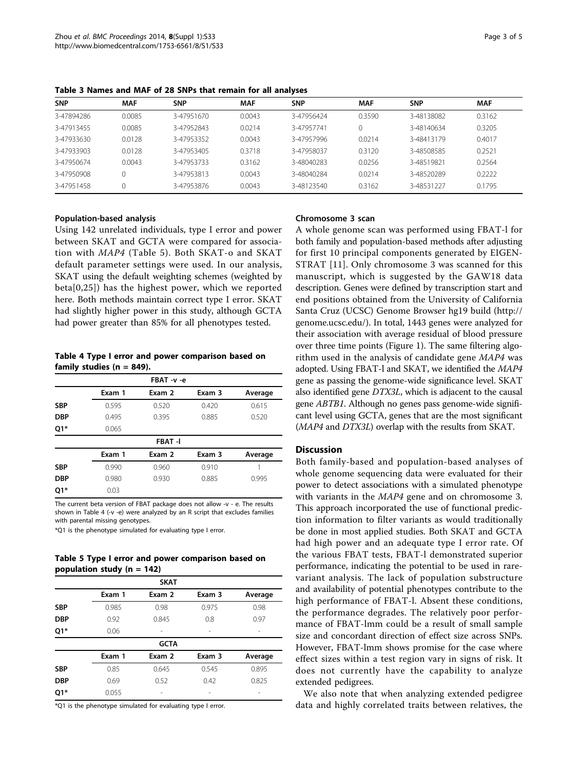**Table 3 Names and MAF of 28 SNPs that remain for all analyses**

| SNP | MAF | SNP | MAF | SNP | MAF | SNP | MAF |
|---|---|---|---|---|---|---|---|
| 3-47894286 | 0.0085 | 3-47951670 | 0.0043 | 3-47956424 | 0.3590 | 3-48138082 | 0.3162 |
| 3-47913455 | 0.0085 | 3-47952843 | 0.0214 | 3-47957741 | 0 | 3-48140634 | 0.3205 |
| 3-47933630 | 0.0128 | 3-47953352 | 0.0043 | 3-47957996 | 0.0214 | 3-48413179 | 0.4017 |
| 3-47933903 | 0.0128 | 3-47953405 | 0.3718 | 3-47958037 | 0.3120 | 3-48508585 | 0.2521 |
| 3-47950674 | 0.0043 | 3-47953733 | 0.3162 | 3-48040283 | 0.0256 | 3-48519821 | 0.2564 |
| 3-47950908 | 0 | 3-47953813 | 0.0043 | 3-48040284 | 0.0214 | 3-48520289 | 0.2222 |
| 3-47951458 | 0 | 3-47953876 | 0.0043 | 3-48123540 | 0.3162 | 3-48531227 | 0.1795 |

#### Population-based analysis

Using 142 unrelated individuals, type I error and power between SKAT and GCTA were compared for association with *MAP4* (Table 5). Both SKAT-o and SKAT default parameter settings were used. In our analysis, SKAT using the default weighting schemes (weighted by beta[0,25]) has the highest power, which we reported here. Both methods maintain correct type I error. SKAT had slightly higher power in this study, although GCTA had power greater than 85% for all phenotypes tested.

**Table 4 Type I error and power comparison based on family studies (n = 849).**

| | FBAT -v -e | | | |
|---|---|---|---|---|
| | Exam 1 | Exam 2 | Exam 3 | Average |
| SBP | 0.595 | 0.520 | 0.420 | 0.615 |
| DBP | 0.495 | 0.395 | 0.885 | 0.520 |
| Q1* | 0.065 | | | |
| | **FBAT -l** | | | |
| | Exam 1 | Exam 2 | Exam 3 | Average |
| SBP | 0.990 | 0.960 | 0.910 | 1 |
| DBP | 0.980 | 0.930 | 0.885 | 0.995 |
| Q1* | 0.03 | | | |

The current beta version of FBAT package does not allow -v - e. The results shown in Table 4 (-v -e) were analyzed by an R script that excludes families with parental missing genotypes.

*Q1 is the phenotype simulated for evaluating type I error.

**Table 5 Type I error and power comparison based on population study (n = 142)**

| | SKAT | | | |
|---|---|---|---|---|
| | Exam 1 | Exam 2 | Exam 3 | Average |
| SBP | 0.985 | 0.98 | 0.975 | 0.98 |
| DBP | 0.92 | 0.845 | 0.8 | 0.97 |
| Q1* | 0.06 | - | - | - |
| | **GCTA** | | | |
| | Exam 1 | Exam 2 | Exam 3 | Average |
| SBP | 0.85 | 0.645 | 0.545 | 0.895 |
| DBP | 0.69 | 0.52 | 0.42 | 0.825 |
| Q1* | 0.055 | - | - | - |

*Q1 is the phenotype simulated for evaluating type I error.

#### Chromosome 3 scan

A whole genome scan was performed using FBAT-l for both family and population-based methods after adjusting for first 10 principal components generated by EIGENSTRAT [11]. Only chromosome 3 was scanned for this manuscript, which is suggested by the GAW18 data description. Genes were defined by transcription start and end positions obtained from the University of California Santa Cruz (UCSC) Genome Browser hg19 build (http://genome.ucsc.edu/). In total, 1443 genes were analyzed for their association with average residual of blood pressure over three time points (Figure 1). The same filtering algorithm used in the analysis of candidate gene *MAP4* was adopted. Using FBAT-l and SKAT, we identified the *MAP4* gene as passing the genome-wide significance level. SKAT also identified gene *DTX3L*, which is adjacent to the causal gene *ABTB1*. Although no genes pass genome-wide significant level using GCTA, genes that are the most significant (*MAP4* and *DTX3L*) overlap with the results from SKAT.

## Discussion

Both family-based and population-based analyses of whole genome sequencing data were evaluated for their power to detect associations with a simulated phenotype with variants in the *MAP4* gene and on chromosome 3. This approach incorporated the use of functional prediction information to filter variants as would traditionally be done in most applied studies. Both SKAT and GCTA had high power and an adequate type I error rate. Of the various FBAT tests, FBAT-l demonstrated superior performance, indicating the potential to be used in rare-variant analysis. The lack of population substructure and availability of potential phenotypes contribute to the high performance of FBAT-l. Absent these conditions, the performance degrades. The relatively poor performance of FBAT-lmm could be a result of small sample size and concordant direction of effect size across SNPs. However, FBAT-lmm shows promise for the case where effect sizes within a test region vary in signs of risk. It does not currently have the capability to analyze extended pedigrees.

We also note that when analyzing extended pedigree data and highly correlated traits between relatives, the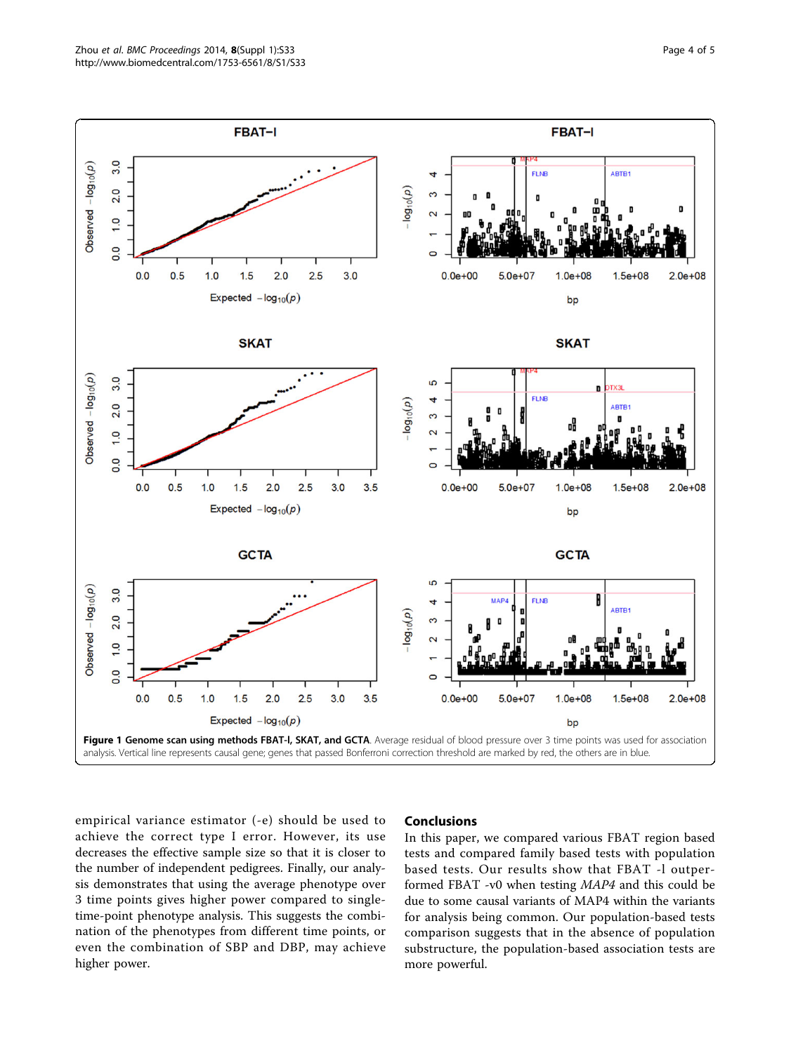**Figure 1 Genome scan using methods FBAT-l, SKAT, and GCTA.** Average residual of blood pressure over 3 time points was used for association analysis. Vertical line represents causal gene; genes that passed Bonferroni correction threshold are marked by red, the others are in blue.

empirical variance estimator (-e) should be used to achieve the correct type I error. However, its use decreases the effective sample size so that it is closer to the number of independent pedigrees. Finally, our analysis demonstrates that using the average phenotype over 3 time points gives higher power compared to single-time-point phenotype analysis. This suggests the combination of the phenotypes from different time points, or even the combination of SBP and DBP, may achieve higher power.

## Conclusions

In this paper, we compared various FBAT region based tests and compared family based tests with population based tests. Our results show that FBAT -l outperformed FBAT -v0 when testing *MAP4* and this could be due to some causal variants of MAP4 within the variants for analysis being common. Our population-based tests comparison suggests that in the absence of population substructure, the population-based association tests are more powerful.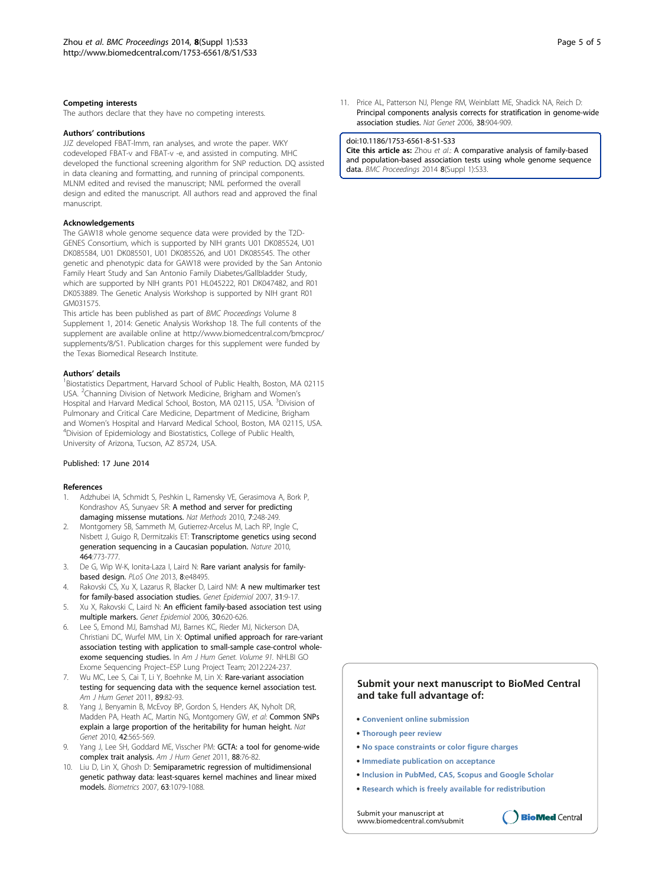### Competing interests

The authors declare that they have no competing interests.

### Authors' contributions

JJZ developed FBAT-lmm, ran analyses, and wrote the paper. WKY codeveloped FBAT-v and FBAT-v -e, and assisted in computing. MHC developed the functional screening algorithm for SNP reduction. DQ assisted in data cleaning and formatting, and running of principal components. MLNM edited and revised the manuscript; NML performed the overall design and edited the manuscript. All authors read and approved the final manuscript.

### Acknowledgements

The GAW18 whole genome sequence data were provided by the T2D-GENES Consortium, which is supported by NIH grants U01 DK085524, U01 DK085584, U01 DK085501, U01 DK085526, and U01 DK085545. The other genetic and phenotypic data for GAW18 were provided by the San Antonio Family Heart Study and San Antonio Family Diabetes/Gallbladder Study, which are supported by NIH grants P01 HL045222, R01 DK047482, and R01 DK053889. The Genetic Analysis Workshop is supported by NIH grant R01 GM031575.

This article has been published as part of *BMC Proceedings* Volume 8 Supplement 1, 2014: Genetic Analysis Workshop 18. The full contents of the supplement are available online at http://www.biomedcentral.com/bmcproc/supplements/8/S1. Publication charges for this supplement were funded by the Texas Biomedical Research Institute.

### Authors' details

[1]Biostatistics Department, Harvard School of Public Health, Boston, MA 02115 USA. [2]Channing Division of Network Medicine, Brigham and Women's Hospital and Harvard Medical School, Boston, MA 02115, USA. [3]Division of Pulmonary and Critical Care Medicine, Department of Medicine, Brigham and Women's Hospital and Harvard Medical School, Boston, MA 02115, USA. [4]Division of Epidemiology and Biostatistics, College of Public Health, University of Arizona, Tucson, AZ 85724, USA.

Published: 17 June 2014

### References

1. Adzhubei IA, Schmidt S, Peshkin L, Ramensky VE, Gerasimova A, Bork P, Kondrashov AS, Sunyaev SR: **A method and server for predicting damaging missense mutations.** *Nat Methods* 2010, **7**:248-249.
2. Montgomery SB, Sammeth M, Gutierrez-Arcelus M, Lach RP, Ingle C, Nisbett J, Guigo R, Dermitzakis ET: **Transcriptome genetics using second generation sequencing in a Caucasian population.** *Nature* 2010, **464**:773-777.
3. De G, Wip W-K, Ionita-Laza I, Laird N: **Rare variant analysis for family-based design.** *PLoS One* 2013, **8**:e48495.
4. Rakovski CS, Xu X, Lazarus R, Blacker D, Laird NM: **A new multimarker test for family-based association studies.** *Genet Epidemiol* 2007, **31**:9-17.
5. Xu X, Rakovski C, Laird N: **An efficient family-based association test using multiple markers.** *Genet Epidemiol* 2006, **30**:620-626.
6. Lee S, Emond MJ, Bamshad MJ, Barnes KC, Rieder MJ, Nickerson DA, Christiani DC, Wurfel MM, Lin X: **Optimal unified approach for rare-variant association testing with application to small-sample case-control whole-exome sequencing studies.** In *Am J Hum Genet. Volume 91.* NHLBI GO Exome Sequencing Project–ESP Lung Project Team; 2012:224-237.
7. Wu MC, Lee S, Cai T, Li Y, Boehnke M, Lin X: **Rare-variant association testing for sequencing data with the sequence kernel association test.** *Am J Hum Genet* 2011, **89**:82-93.
8. Yang J, Benyamin B, McEvoy BP, Gordon S, Henders AK, Nyholt DR, Madden PA, Heath AC, Martin NG, Montgomery GW, *et al*: **Common SNPs explain a large proportion of the heritability for human height.** *Nat Genet* 2010, **42**:565-569.
9. Yang J, Lee SH, Goddard ME, Visscher PM: **GCTA: a tool for genome-wide complex trait analysis.** *Am J Hum Genet* 2011, **88**:76-82.
10. Liu D, Lin X, Ghosh D: **Semiparametric regression of multidimensional genetic pathway data: least-squares kernel machines and linear mixed models.** *Biometrics* 2007, **63**:1079-1088.
11. Price AL, Patterson NJ, Plenge RM, Weinblatt ME, Shadick NA, Reich D: **Principal components analysis corrects for stratification in genome-wide association studies.** *Nat Genet* 2006, **38**:904-909.

doi:10.1186/1753-6561-8-S1-S33

**Cite this article as:** Zhou *et al.*: **A comparative analysis of family-based and population-based association tests using whole genome sequence data.** *BMC Proceedings* 2014 **8**(Suppl 1):S33.